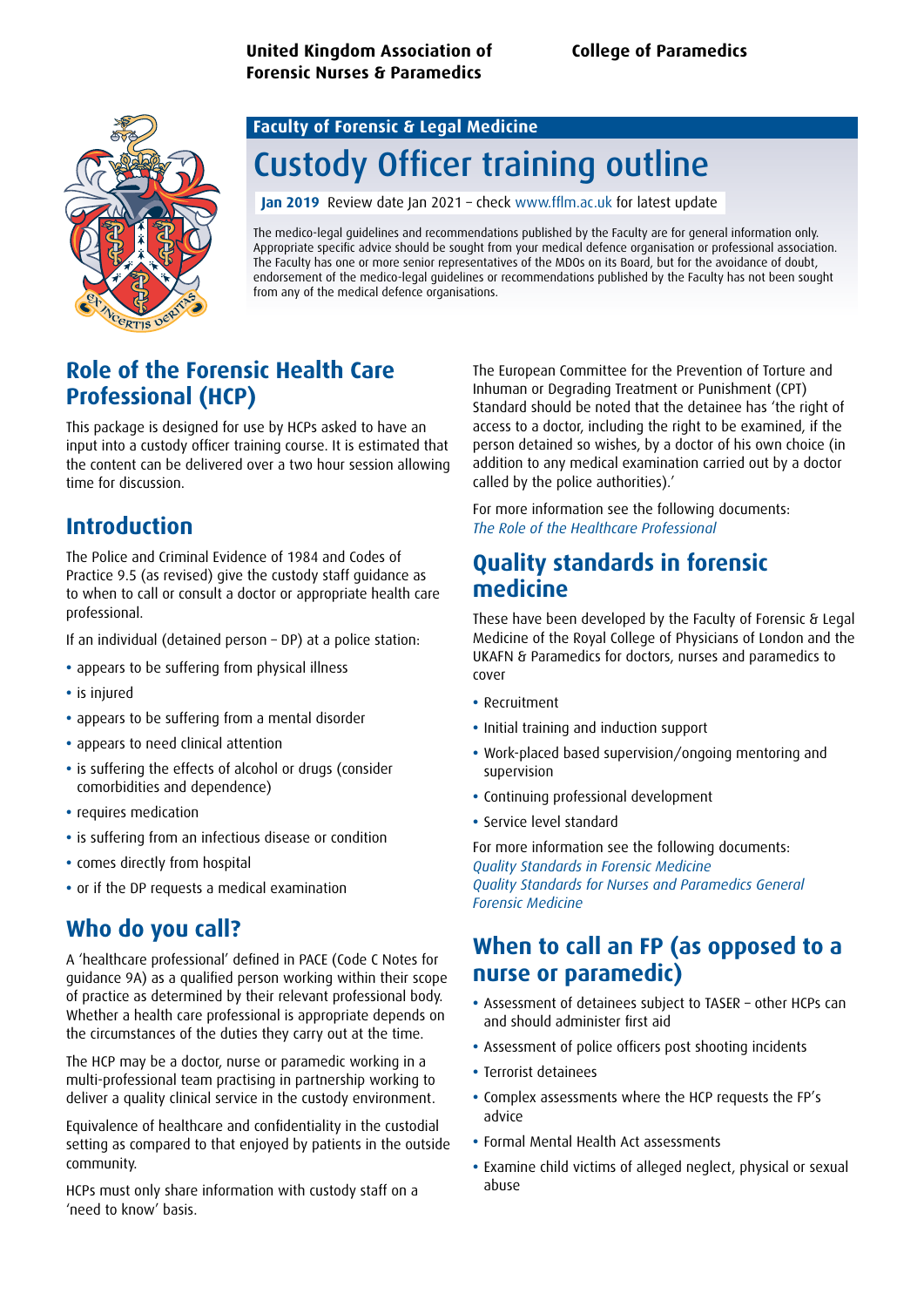United Kingdom Association of Forensic Nurses & Paramedics

College of Paramedics

Faculty of Forensic & Legal Medicine

# Custody Officer training outline

**Jan 2019** Review date Jan 2021 – check www.fflm.ac.uk for latest update

The medico-legal guidelines and recommendations published by the Faculty are for general information only. Appropriate specific advice should be sought from your medical defence organisation or professional association. The Faculty has one or more senior representatives of the MDOs on its Board, but for the avoidance of doubt, endorsement of the medico-legal guidelines or recommendations published by the Faculty has not been sought from any of the medical defence organisations.

## Role of the Forensic Health Care Professional (HCP)

This package is designed for use by HCPs asked to have an input into a custody officer training course. It is estimated that the content can be delivered over a two hour session allowing time for discussion.

## Introduction

The Police and Criminal Evidence of 1984 and Codes of Practice 9.5 (as revised) give the custody staff guidance as to when to call or consult a doctor or appropriate health care professional.

If an individual (detained person – DP) at a police station:

- appears to be suffering from physical illness
- is injured
- appears to be suffering from a mental disorder
- appears to need clinical attention
- is suffering the effects of alcohol or drugs (consider comorbidities and dependence)
- requires medication
- is suffering from an infectious disease or condition
- comes directly from hospital
- or if the DP requests a medical examination

## Who do you call?

A 'healthcare professional' defined in PACE (Code C Notes for guidance 9A) as a qualified person working within their scope of practice as determined by their relevant professional body. Whether a health care professional is appropriate depends on the circumstances of the duties they carry out at the time.

The HCP may be a doctor, nurse or paramedic working in a multi-professional team practising in partnership working to deliver a quality clinical service in the custody environment.

Equivalence of healthcare and confidentiality in the custodial setting as compared to that enjoyed by patients in the outside community.

HCPs must only share information with custody staff on a 'need to know' basis.

The European Committee for the Prevention of Torture and Inhuman or Degrading Treatment or Punishment (CPT) Standard should be noted that the detainee has 'the right of access to a doctor, including the right to be examined, if the person detained so wishes, by a doctor of his own choice (in addition to any medical examination carried out by a doctor called by the police authorities).'

For more information see the following documents:
*The Role of the Healthcare Professional*

## Quality standards in forensic medicine

These have been developed by the Faculty of Forensic & Legal Medicine of the Royal College of Physicians of London and the UKAFN & Paramedics for doctors, nurses and paramedics to cover

- Recruitment
- Initial training and induction support
- Work-placed based supervision/ongoing mentoring and supervision
- Continuing professional development
- Service level standard

For more information see the following documents:
*Quality Standards in Forensic Medicine*
*Quality Standards for Nurses and Paramedics General Forensic Medicine*

## When to call an FP (as opposed to a nurse or paramedic)

- Assessment of detainees subject to TASER – other HCPs can and should administer first aid
- Assessment of police officers post shooting incidents
- Terrorist detainees
- Complex assessments where the HCP requests the FP's advice
- Formal Mental Health Act assessments
- Examine child victims of alleged neglect, physical or sexual abuse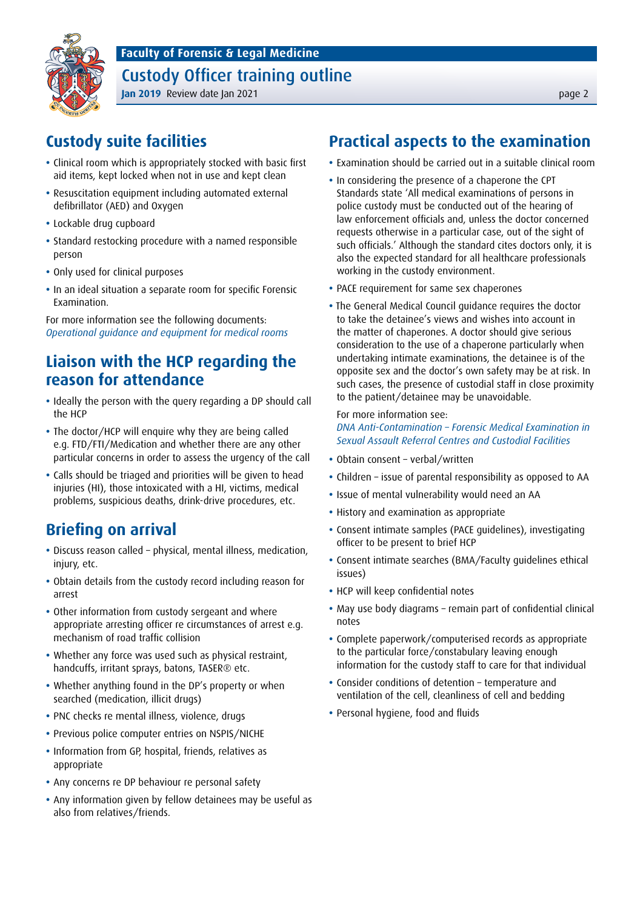## Custody suite facilities

- Clinical room which is appropriately stocked with basic first aid items, kept locked when not in use and kept clean
- Resuscitation equipment including automated external defibrillator (AED) and Oxygen
- Lockable drug cupboard
- Standard restocking procedure with a named responsible person
- Only used for clinical purposes
- In an ideal situation a separate room for specific Forensic Examination.

For more information see the following documents:
*Operational guidance and equipment for medical rooms*

## Liaison with the HCP regarding the reason for attendance

- Ideally the person with the query regarding a DP should call the HCP
- The doctor/HCP will enquire why they are being called e.g. FTD/FTI/Medication and whether there are any other particular concerns in order to assess the urgency of the call
- Calls should be triaged and priorities will be given to head injuries (HI), those intoxicated with a HI, victims, medical problems, suspicious deaths, drink-drive procedures, etc.

## Briefing on arrival

- Discuss reason called – physical, mental illness, medication, injury, etc.
- Obtain details from the custody record including reason for arrest
- Other information from custody sergeant and where appropriate arresting officer re circumstances of arrest e.g. mechanism of road traffic collision
- Whether any force was used such as physical restraint, handcuffs, irritant sprays, batons, TASER® etc.
- Whether anything found in the DP's property or when searched (medication, illicit drugs)
- PNC checks re mental illness, violence, drugs
- Previous police computer entries on NSPIS/NICHE
- Information from GP, hospital, friends, relatives as appropriate
- Any concerns re DP behaviour re personal safety
- Any information given by fellow detainees may be useful as also from relatives/friends.

## Practical aspects to the examination

- Examination should be carried out in a suitable clinical room
- In considering the presence of a chaperone the CPT Standards state 'All medical examinations of persons in police custody must be conducted out of the hearing of law enforcement officials and, unless the doctor concerned requests otherwise in a particular case, out of the sight of such officials.' Although the standard cites doctors only, it is also the expected standard for all healthcare professionals working in the custody environment.
- PACE requirement for same sex chaperones
- The General Medical Council guidance requires the doctor to take the detainee's views and wishes into account in the matter of chaperones. A doctor should give serious consideration to the use of a chaperone particularly when undertaking intimate examinations, the detainee is of the opposite sex and the doctor's own safety may be at risk. In such cases, the presence of custodial staff in close proximity to the patient/detainee may be unavoidable.

  For more information see:
  *DNA Anti-Contamination – Forensic Medical Examination in Sexual Assault Referral Centres and Custodial Facilities*
- Obtain consent – verbal/written
- Children – issue of parental responsibility as opposed to AA
- Issue of mental vulnerability would need an AA
- History and examination as appropriate
- Consent intimate samples (PACE guidelines), investigating officer to be present to brief HCP
- Consent intimate searches (BMA/Faculty guidelines ethical issues)
- HCP will keep confidential notes
- May use body diagrams – remain part of confidential clinical notes
- Complete paperwork/computerised records as appropriate to the particular force/constabulary leaving enough information for the custody staff to care for that individual
- Consider conditions of detention – temperature and ventilation of the cell, cleanliness of cell and bedding
- Personal hygiene, food and fluids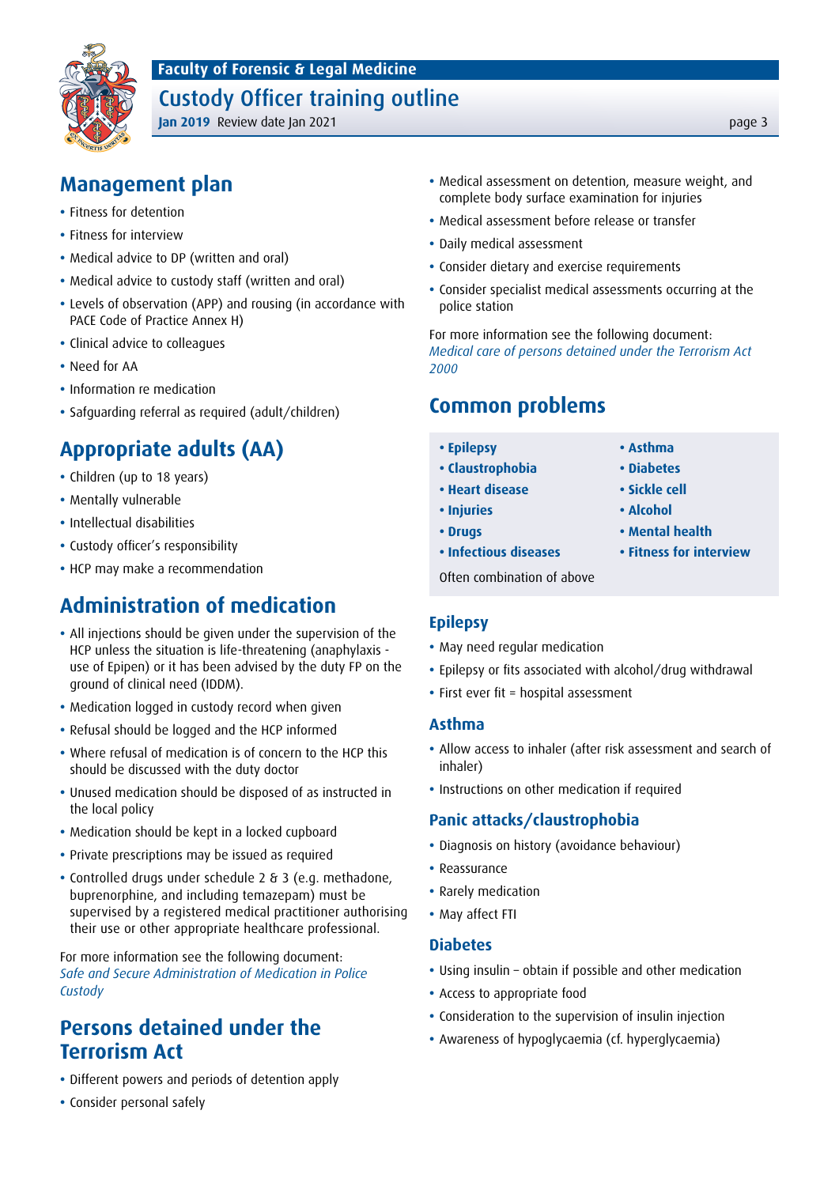## Management plan

- Fitness for detention
- Fitness for interview
- Medical advice to DP (written and oral)
- Medical advice to custody staff (written and oral)
- Levels of observation (APP) and rousing (in accordance with PACE Code of Practice Annex H)
- Clinical advice to colleagues
- Need for AA
- Information re medication
- Safguarding referral as required (adult/children)

## Appropriate adults (AA)

- Children (up to 18 years)
- Mentally vulnerable
- Intellectual disabilities
- Custody officer's responsibility
- HCP may make a recommendation

## Administration of medication

- All injections should be given under the supervision of the HCP unless the situation is life-threatening (anaphylaxis - use of Epipen) or it has been advised by the duty FP on the ground of clinical need (IDDM).
- Medication logged in custody record when given
- Refusal should be logged and the HCP informed
- Where refusal of medication is of concern to the HCP this should be discussed with the duty doctor
- Unused medication should be disposed of as instructed in the local policy
- Medication should be kept in a locked cupboard
- Private prescriptions may be issued as required
- Controlled drugs under schedule 2 & 3 (e.g. methadone, buprenorphine, and including temazepam) must be supervised by a registered medical practitioner authorising their use or other appropriate healthcare professional.

For more information see the following document: *Safe and Secure Administration of Medication in Police Custody*

## Persons detained under the Terrorism Act

- Different powers and periods of detention apply
- Consider personal safely
- Medical assessment on detention, measure weight, and complete body surface examination for injuries
- Medical assessment before release or transfer
- Daily medical assessment
- Consider dietary and exercise requirements
- Consider specialist medical assessments occurring at the police station

For more information see the following document: *Medical care of persons detained under the Terrorism Act 2000*

## Common problems

- **Epilepsy**
- **Claustrophobia**
- **Heart disease**
- **Injuries**
- **Drugs**
- **Infectious diseases**
- **Asthma**
- **Diabetes**
- **Sickle cell**
- **Alcohol**
- **Mental health**
- **Fitness for interview**

Often combination of above

### Epilepsy

- May need regular medication
- Epilepsy or fits associated with alcohol/drug withdrawal
- First ever fit = hospital assessment

### Asthma

- Allow access to inhaler (after risk assessment and search of inhaler)
- Instructions on other medication if required

### Panic attacks/claustrophobia

- Diagnosis on history (avoidance behaviour)
- Reassurance
- Rarely medication
- May affect FTI

### Diabetes

- Using insulin – obtain if possible and other medication
- Access to appropriate food
- Consideration to the supervision of insulin injection
- Awareness of hypoglycaemia (cf. hyperglycaemia)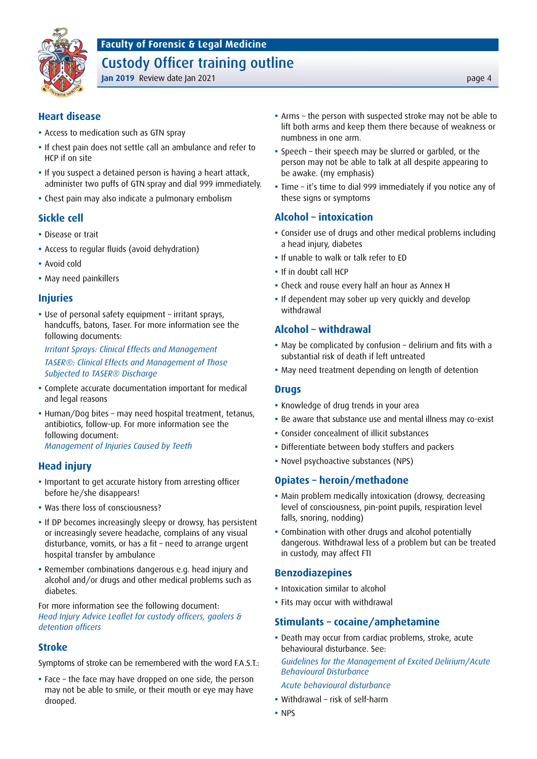## Heart disease

- Access to medication such as GTN spray
- If chest pain does not settle call an ambulance and refer to HCP if on site
- If you suspect a detained person is having a heart attack, administer two puffs of GTN spray and dial 999 immediately.
- Chest pain may also indicate a pulmonary embolism

## Sickle cell

- Disease or trait
- Access to regular fluids (avoid dehydration)
- Avoid cold
- May need painkillers

## Injuries

- Use of personal safety equipment – irritant sprays, handcuffs, batons, Taser. For more information see the following documents:

  *Irritant Sprays: Clinical Effects and Management*

  *TASER®: Clinical Effects and Management of Those Subjected to TASER® Discharge*

- Complete accurate documentation important for medical and legal reasons
- Human/Dog bites – may need hospital treatment, tetanus, antibiotics, follow-up. For more information see the following document:
  *Management of Injuries Caused by Teeth*

## Head injury

- Important to get accurate history from arresting officer before he/she disappears!
- Was there loss of consciousness?
- If DP becomes increasingly sleepy or drowsy, has persistent or increasingly severe headache, complains of any visual disturbance, vomits, or has a fit – need to arrange urgent hospital transfer by ambulance
- Remember combinations dangerous e.g. head injury and alcohol and/or drugs and other medical problems such as diabetes.

For more information see the following document:
*Head Injury Advice Leaflet for custody officers, gaolers & detention officers*

## Stroke

Symptoms of stroke can be remembered with the word F.A.S.T.:

- Face – the face may have dropped on one side, the person may not be able to smile, or their mouth or eye may have drooped.
- Arms – the person with suspected stroke may not be able to lift both arms and keep them there because of weakness or numbness in one arm.
- Speech – their speech may be slurred or garbled, or the person may not be able to talk at all despite appearing to be awake. (my emphasis)
- Time – it's time to dial 999 immediately if you notice any of these signs or symptoms

## Alcohol – intoxication

- Consider use of drugs and other medical problems including a head injury, diabetes
- If unable to walk or talk refer to ED
- If in doubt call HCP
- Check and rouse every half an hour as Annex H
- If dependent may sober up very quickly and develop withdrawal

## Alcohol – withdrawal

- May be complicated by confusion – delirium and fits with a substantial risk of death if left untreated
- May need treatment depending on length of detention

## Drugs

- Knowledge of drug trends in your area
- Be aware that substance use and mental illness may co-exist
- Consider concealment of illicit substances
- Differentiate between body stuffers and packers
- Novel psychoactive substances (NPS)

## Opiates – heroin/methadone

- Main problem medically intoxication (drowsy, decreasing level of consciousness, pin-point pupils, respiration level falls, snoring, nodding)
- Combination with other drugs and alcohol potentially dangerous. Withdrawal less of a problem but can be treated in custody, may affect FTI

## Benzodiazepines

- Intoxication similar to alcohol
- Fits may occur with withdrawal

## Stimulants – cocaine/amphetamine

- Death may occur from cardiac problems, stroke, acute behavioural disturbance. See:

  *Guidelines for the Management of Excited Delirium/Acute Behavioural Disturbance*

  *Acute behavioural disturbance*

- Withdrawal – risk of self-harm
- NPS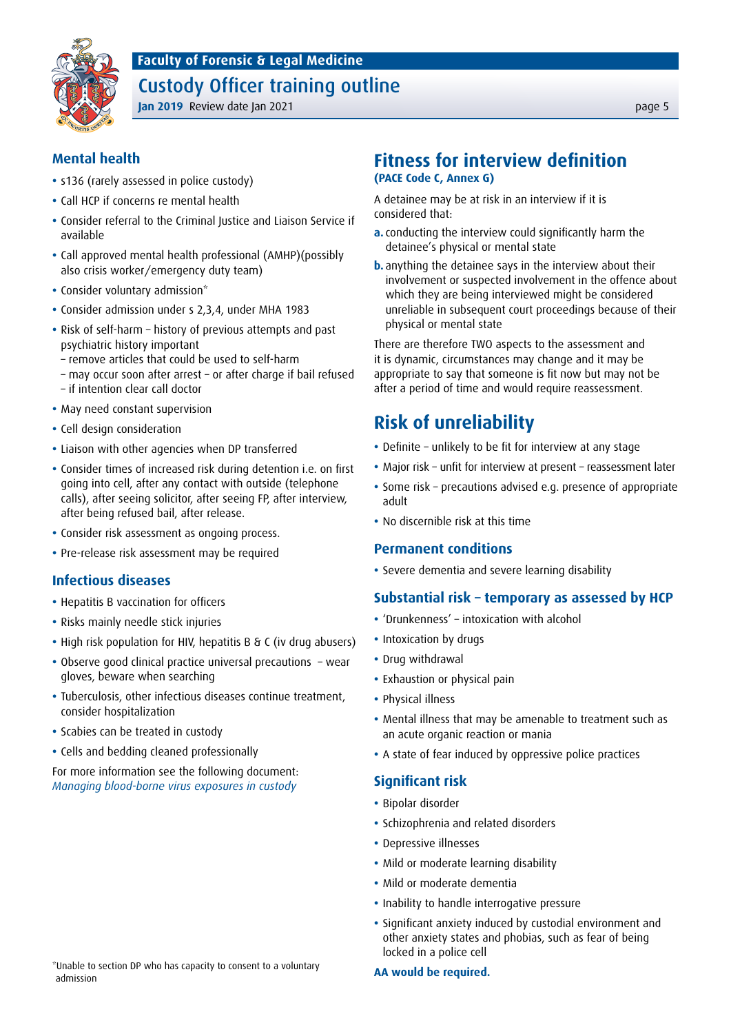## Mental health

- s136 (rarely assessed in police custody)
- Call HCP if concerns re mental health
- Consider referral to the Criminal Justice and Liaison Service if available
- Call approved mental health professional (AMHP)(possibly also crisis worker/emergency duty team)
- Consider voluntary admission*
- Consider admission under s 2,3,4, under MHA 1983
- Risk of self-harm – history of previous attempts and past psychiatric history important
  - remove articles that could be used to self-harm
  - may occur soon after arrest – or after charge if bail refused
  - if intention clear call doctor
- May need constant supervision
- Cell design consideration
- Liaison with other agencies when DP transferred
- Consider times of increased risk during detention i.e. on first going into cell, after any contact with outside (telephone calls), after seeing solicitor, after seeing FP, after interview, after being refused bail, after release.
- Consider risk assessment as ongoing process.
- Pre-release risk assessment may be required

## Infectious diseases

- Hepatitis B vaccination for officers
- Risks mainly needle stick injuries
- High risk population for HIV, hepatitis B & C (iv drug abusers)
- Observe good clinical practice universal precautions – wear gloves, beware when searching
- Tuberculosis, other infectious diseases continue treatment, consider hospitalization
- Scabies can be treated in custody
- Cells and bedding cleaned professionally

For more information see the following document: *Managing blood-borne virus exposures in custody*

*Unable to section DP who has capacity to consent to a voluntary admission

# Fitness for interview definition

**(PACE Code C, Annex G)**

A detainee may be at risk in an interview if it is considered that:

**a.** conducting the interview could significantly harm the detainee's physical or mental state

**b.** anything the detainee says in the interview about their involvement or suspected involvement in the offence about which they are being interviewed might be considered unreliable in subsequent court proceedings because of their physical or mental state

There are therefore TWO aspects to the assessment and it is dynamic, circumstances may change and it may be appropriate to say that someone is fit now but may not be after a period of time and would require reassessment.

# Risk of unreliability

- Definite – unlikely to be fit for interview at any stage
- Major risk – unfit for interview at present – reassessment later
- Some risk – precautions advised e.g. presence of appropriate adult
- No discernible risk at this time

### Permanent conditions

- Severe dementia and severe learning disability

### Substantial risk – temporary as assessed by HCP

- 'Drunkenness' – intoxication with alcohol
- Intoxication by drugs
- Drug withdrawal
- Exhaustion or physical pain
- Physical illness
- Mental illness that may be amenable to treatment such as an acute organic reaction or mania
- A state of fear induced by oppressive police practices

### Significant risk

- Bipolar disorder
- Schizophrenia and related disorders
- Depressive illnesses
- Mild or moderate learning disability
- Mild or moderate dementia
- Inability to handle interrogative pressure
- Significant anxiety induced by custodial environment and other anxiety states and phobias, such as fear of being locked in a police cell

**AA would be required.**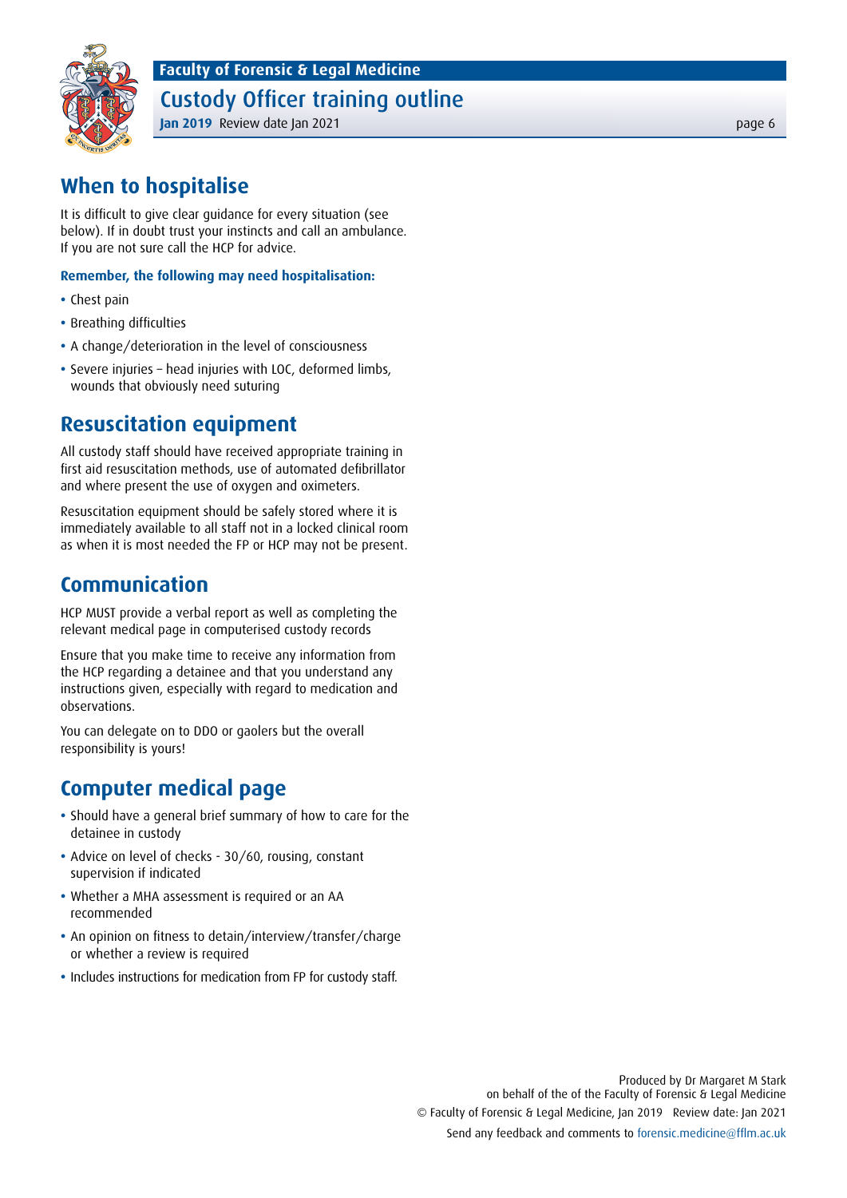## When to hospitalise

It is difficult to give clear guidance for every situation (see below). If in doubt trust your instincts and call an ambulance. If you are not sure call the HCP for advice.

**Remember, the following may need hospitalisation:**

- Chest pain
- Breathing difficulties
- A change/deterioration in the level of consciousness
- Severe injuries – head injuries with LOC, deformed limbs, wounds that obviously need suturing

## Resuscitation equipment

All custody staff should have received appropriate training in first aid resuscitation methods, use of automated defibrillator and where present the use of oxygen and oximeters.

Resuscitation equipment should be safely stored where it is immediately available to all staff not in a locked clinical room as when it is most needed the FP or HCP may not be present.

## Communication

HCP MUST provide a verbal report as well as completing the relevant medical page in computerised custody records

Ensure that you make time to receive any information from the HCP regarding a detainee and that you understand any instructions given, especially with regard to medication and observations.

You can delegate on to DDO or gaolers but the overall responsibility is yours!

## Computer medical page

- Should have a general brief summary of how to care for the detainee in custody
- Advice on level of checks - 30/60, rousing, constant supervision if indicated
- Whether a MHA assessment is required or an AA recommended
- An opinion on fitness to detain/interview/transfer/charge or whether a review is required
- Includes instructions for medication from FP for custody staff.

Produced by Dr Margaret M Stark
on behalf of the of the Faculty of Forensic & Legal Medicine
© Faculty of Forensic & Legal Medicine, Jan 2019 Review date: Jan 2021
Send any feedback and comments to forensic.medicine@fflm.ac.uk